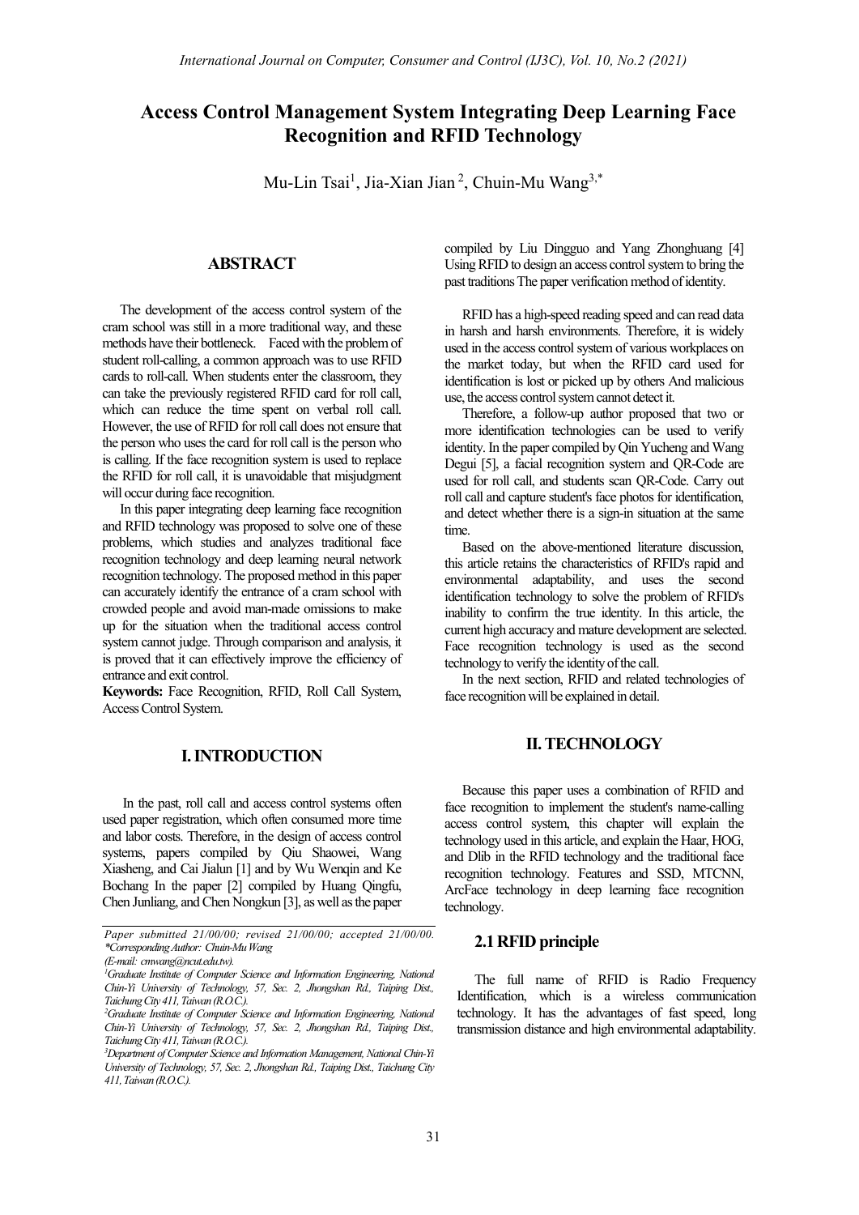# Access Control Management System Integrating Deep Learning Face Recognition and RFID Technology

Mu-Lin Tsai[1], Jia-Xian Jian[2], Chuin-Mu Wang[3,*]

## ABSTRACT

The development of the access control system of the cram school was still in a more traditional way, and these methods have their bottleneck. Faced with the problem of student roll-calling, a common approach was to use RFID cards to roll-call. When students enter the classroom, they can take the previously registered RFID card for roll call, which can reduce the time spent on verbal roll call. However, the use of RFID for roll call does not ensure that the person who uses the card for roll call is the person who is calling. If the face recognition system is used to replace the RFID for roll call, it is unavoidable that misjudgment will occur during face recognition.

In this paper integrating deep learning face recognition and RFID technology was proposed to solve one of these problems, which studies and analyzes traditional face recognition technology and deep learning neural network recognition technology. The proposed method in this paper can accurately identify the entrance of a cram school with crowded people and avoid man-made omissions to make up for the situation when the traditional access control system cannot judge. Through comparison and analysis, it is proved that it can effectively improve the efficiency of entrance and exit control.

**Keywords:** Face Recognition, RFID, Roll Call System, Access Control System.

## I. INTRODUCTION

In the past, roll call and access control systems often used paper registration, which often consumed more time and labor costs. Therefore, in the design of access control systems, papers compiled by Qiu Shaowei, Wang Xiasheng, and Cai Jialun [1] and by Wu Wenqin and Ke Bochang In the paper [2] compiled by Huang Qingfu, Chen Junliang, and Chen Nongkun [3], as well as the paper compiled by Liu Dingguo and Yang Zhonghuang [4] Using RFID to design an access control system to bring the past traditions The paper verification method of identity.

RFID has a high-speed reading speed and can read data in harsh and harsh environments. Therefore, it is widely used in the access control system of various workplaces on the market today, but when the RFID card used for identification is lost or picked up by others And malicious use, the access control system cannot detect it.

Therefore, a follow-up author proposed that two or more identification technologies can be used to verify identity. In the paper compiled by Qin Yucheng and Wang Degui [5], a facial recognition system and QR-Code are used for roll call, and students scan QR-Code. Carry out roll call and capture student's face photos for identification, and detect whether there is a sign-in situation at the same time.

Based on the above-mentioned literature discussion, this article retains the characteristics of RFID's rapid and environmental adaptability, and uses the second identification technology to solve the problem of RFID's inability to confirm the true identity. In this article, the current high accuracy and mature development are selected. Face recognition technology is used as the second technology to verify the identity of the call.

In the next section, RFID and related technologies of face recognition will be explained in detail.

## II. TECHNOLOGY

Because this paper uses a combination of RFID and face recognition to implement the student's name-calling access control system, this chapter will explain the technology used in this article, and explain the Haar, HOG, and Dlib in the RFID technology and the traditional face recognition technology. Features and SSD, MTCNN, ArcFace technology in deep learning face recognition technology.

### 2.1 RFID principle

The full name of RFID is Radio Frequency Identification, which is a wireless communication technology. It has the advantages of fast speed, long transmission distance and high environmental adaptability.

---

*Paper submitted 21/00/00; revised 21/00/00; accepted 21/00/00.*
*\*Corresponding Author: Chuin-Mu Wang (E-mail: cmwang@ncut.edu.tw).*

[1]Graduate Institute of Computer Science and Information Engineering, National Chin-Yi University of Technology, 57, Sec. 2, Jhongshan Rd., Taiping Dist., Taichung City 411, Taiwan (R.O.C.).

[2]Graduate Institute of Computer Science and Information Engineering, National Chin-Yi University of Technology, 57, Sec. 2, Jhongshan Rd., Taiping Dist., Taichung City 411, Taiwan (R.O.C.).

[3]Department of Computer Science and Information Management, National Chin-Yi University of Technology, 57, Sec. 2, Jhongshan Rd., Taiping Dist., Taichung City 411, Taiwan (R.O.C.).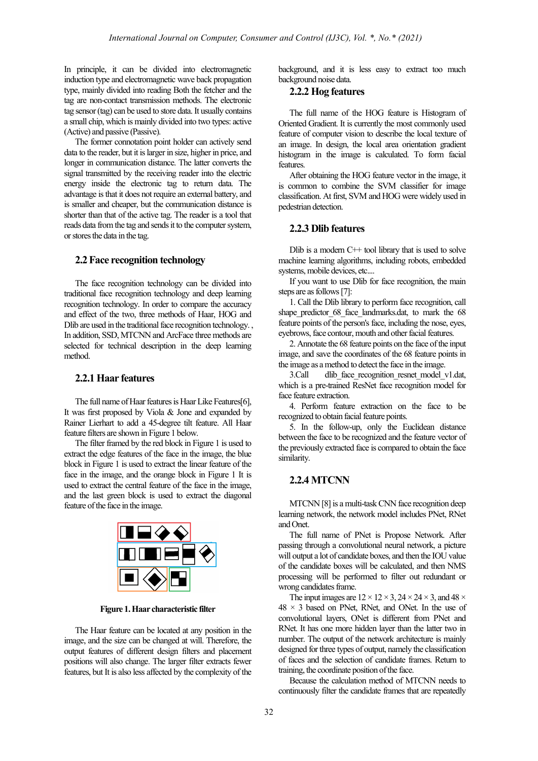In principle, it can be divided into electromagnetic induction type and electromagnetic wave back propagation type, mainly divided into reading Both the fetcher and the tag are non-contact transmission methods. The electronic tag sensor (tag) can be used to store data. It usually contains a small chip, which is mainly divided into two types: active (Active) and passive (Passive).

The former connotation point holder can actively send data to the reader, but it is larger in size, higher in price, and longer in communication distance. The latter converts the signal transmitted by the receiving reader into the electric energy inside the electronic tag to return data. The advantage is that it does not require an external battery, and is smaller and cheaper, but the communication distance is shorter than that of the active tag. The reader is a tool that reads data from the tag and sends it to the computer system, or stores the data in the tag.

## 2.2 Face recognition technology

The face recognition technology can be divided into traditional face recognition technology and deep learning recognition technology. In order to compare the accuracy and effect of the two, three methods of Haar, HOG and Dlib are used in the traditional face recognition technology. , In addition, SSD, MTCNN and ArcFace three methods are selected for technical description in the deep learning method.

### 2.2.1 Haar features

The full name of Haar features is Haar Like Features[6], It was first proposed by Viola & Jone and expanded by Rainer Lierhart to add a 45-degree tilt feature. All Haar feature filters are shown in Figure 1 below.

The filter framed by the red block in Figure 1 is used to extract the edge features of the face in the image, the blue block in Figure 1 is used to extract the linear feature of the face in the image, and the orange block in Figure 1 It is used to extract the central feature of the face in the image, and the last green block is used to extract the diagonal feature of the face in the image.

**Figure 1. Haar characteristic filter**

The Haar feature can be located at any position in the image, and the size can be changed at will. Therefore, the output features of different design filters and placement positions will also change. The larger filter extracts fewer features, but It is also less affected by the complexity of the background, and it is less easy to extract too much background noise data.

### 2.2.2 Hog features

The full name of the HOG feature is Histogram of Oriented Gradient. It is currently the most commonly used feature of computer vision to describe the local texture of an image. In design, the local area orientation gradient histogram in the image is calculated. To form facial features.

After obtaining the HOG feature vector in the image, it is common to combine the SVM classifier for image classification. At first, SVM and HOG were widely used in pedestrian detection.

### 2.2.3 Dlib features

Dlib is a modern C++ tool library that is used to solve machine learning algorithms, including robots, embedded systems, mobile devices, etc....

If you want to use Dlib for face recognition, the main steps are as follows [7]:

1. Call the Dlib library to perform face recognition, call shape_predictor_68_face_landmarks.dat, to mark the 68 feature points of the person's face, including the nose, eyes, eyebrows, face contour, mouth and other facial features.
2. Annotate the 68 feature points on the face of the input image, and save the coordinates of the 68 feature points in the image as a method to detect the face in the image.
3. Call dlib_face_recognition_resnet_model_v1.dat, which is a pre-trained ResNet face recognition model for face feature extraction.
4. Perform feature extraction on the face to be recognized to obtain facial feature points.
5. In the follow-up, only the Euclidean distance between the face to be recognized and the feature vector of the previously extracted face is compared to obtain the face similarity.

### 2.2.4 MTCNN

MTCNN [8] is a multi-task CNN face recognition deep learning network, the network model includes PNet, RNet and Onet.

The full name of PNet is Propose Network. After passing through a convolutional neural network, a picture will output a lot of candidate boxes, and then the IOU value of the candidate boxes will be calculated, and then NMS processing will be performed to filter out redundant or wrong candidates frame.

The input images are $12 \times 12 \times 3$, $24 \times 24 \times 3$, and $48 \times 48 \times 3$ based on PNet, RNet, and ONet. In the use of convolutional layers, ONet is different from PNet and RNet. It has one more hidden layer than the latter two in number. The output of the network architecture is mainly designed for three types of output, namely the classification of faces and the selection of candidate frames. Return to training, the coordinate position of the face.

Because the calculation method of MTCNN needs to continuously filter the candidate frames that are repeatedly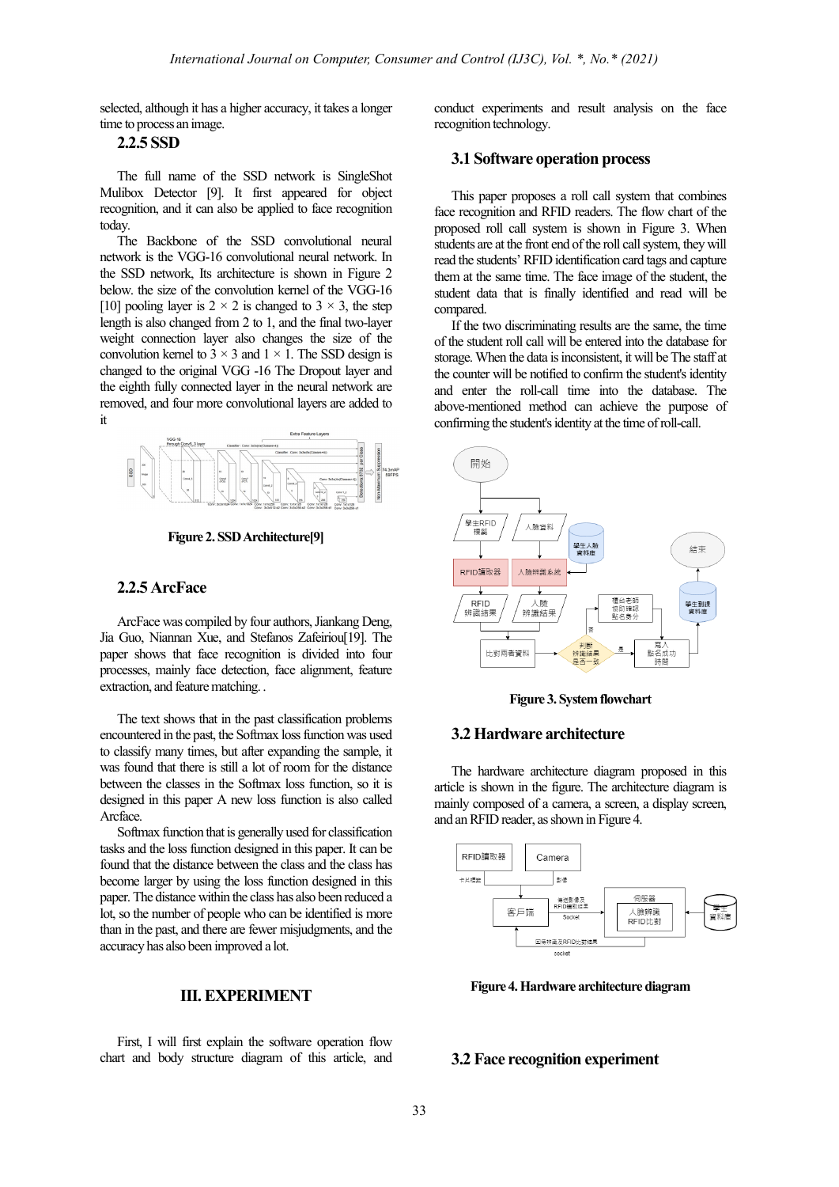selected, although it has a higher accuracy, it takes a longer time to process an image.

### 2.2.5 SSD

The full name of the SSD network is SingleShot Mulibox Detector [9]. It first appeared for object recognition, and it can also be applied to face recognition today.

The Backbone of the SSD convolutional neural network is the VGG-16 convolutional neural network. In the SSD network, Its architecture is shown in Figure 2 below. the size of the convolution kernel of the VGG-16 [10] pooling layer is 2 × 2 is changed to 3 × 3, the step length is also changed from 2 to 1, and the final two-layer weight connection layer also changes the size of the convolution kernel to 3 × 3 and 1 × 1. The SSD design is changed to the original VGG -16 The Dropout layer and the eighth fully connected layer in the neural network are removed, and four more convolutional layers are added to it

Figure 2. SSD Architecture[9]

### 2.2.5 ArcFace

ArcFace was compiled by four authors, Jiankang Deng, Jia Guo, Niannan Xue, and Stefanos Zafeiriou[19]. The paper shows that face recognition is divided into four processes, mainly face detection, face alignment, feature extraction, and feature matching. .

The text shows that in the past classification problems encountered in the past, the Softmax loss function was used to classify many times, but after expanding the sample, it was found that there is still a lot of room for the distance between the classes in the Softmax loss function, so it is designed in this paper A new loss function is also called Arcface.

Softmax function that is generally used for classification tasks and the loss function designed in this paper. It can be found that the distance between the class and the class has become larger by using the loss function designed in this paper. The distance within the class has also been reduced a lot, so the number of people who can be identified is more than in the past, and there are fewer misjudgments, and the accuracy has also been improved a lot.

## III. EXPERIMENT

First, I will first explain the software operation flow chart and body structure diagram of this article, and conduct experiments and result analysis on the face recognition technology.

### 3.1 Software operation process

This paper proposes a roll call system that combines face recognition and RFID readers. The flow chart of the proposed roll call system is shown in Figure 3. When students are at the front end of the roll call system, they will read the students' RFID identification card tags and capture them at the same time. The face image of the student, the student data that is finally identified and read will be compared.

If the two discriminating results are the same, the time of the student roll call will be entered into the database for storage. When the data is inconsistent, it will be The staff at the counter will be notified to confirm the student's identity and enter the roll-call time into the database. The above-mentioned method can achieve the purpose of confirming the student's identity at the time of roll-call.

Figure 3. System flowchart

### 3.2 Hardware architecture

The hardware architecture diagram proposed in this article is shown in the figure. The architecture diagram is mainly composed of a camera, a screen, a display screen, and an RFID reader, as shown in Figure 4.

Figure 4. Hardware architecture diagram

### 3.2 Face recognition experiment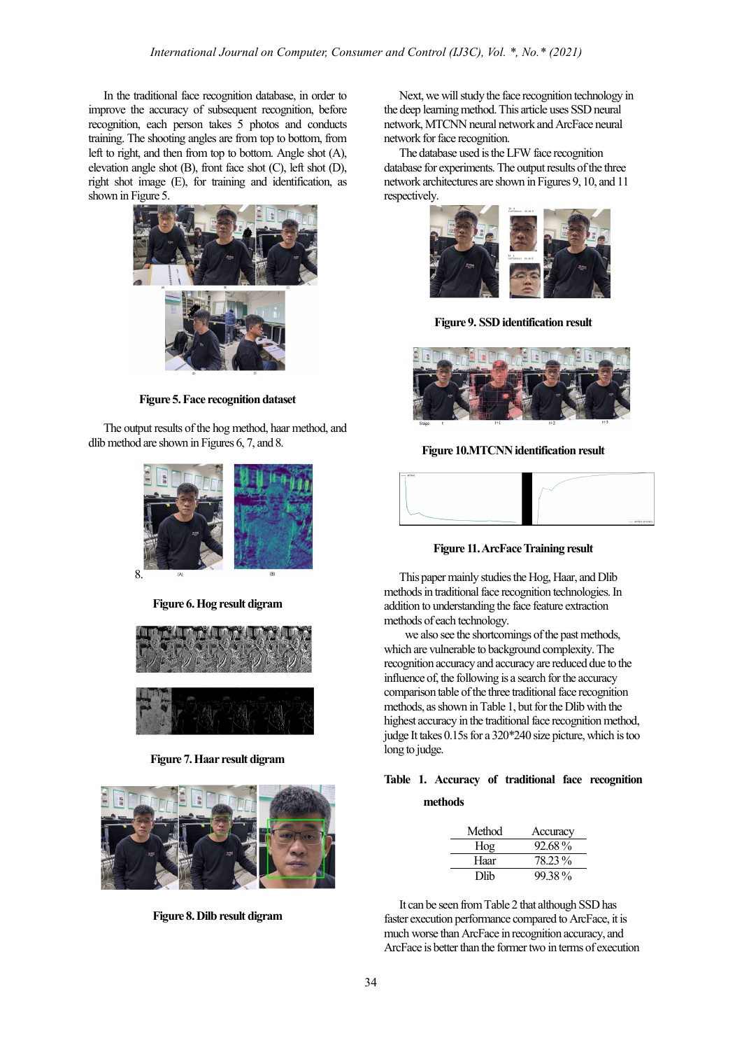In the traditional face recognition database, in order to improve the accuracy of subsequent recognition, before recognition, each person takes 5 photos and conducts training. The shooting angles are from top to bottom, from left to right, and then from top to bottom. Angle shot (A), elevation angle shot (B), front face shot (C), left shot (D), right shot image (E), for training and identification, as shown in Figure 5.

**Figure 5. Face recognition dataset**

The output results of the hog method, haar method, and dlib method are shown in Figures 6, 7, and 8.

**Figure 6. Hog result digram**

**Figure 7. Haar result digram**

**Figure 8. Dilb result digram**

Next, we will study the face recognition technology in the deep learning method. This article uses SSD neural network, MTCNN neural network and ArcFace neural network for face recognition.

The database used is the LFW face recognition database for experiments. The output results of the three network architectures are shown in Figures 9, 10, and 11 respectively.

**Figure 9. SSD identification result**

**Figure 10.MTCNN identification result**

**Figure 11. ArcFace Training result**

This paper mainly studies the Hog, Haar, and Dlib methods in traditional face recognition technologies. In addition to understanding the face feature extraction methods of each technology.

we also see the shortcomings of the past methods, which are vulnerable to background complexity. The recognition accuracy and accuracy are reduced due to the influence of, the following is a search for the accuracy comparison table of the three traditional face recognition methods, as shown in Table 1, but for the Dlib with the highest accuracy in the traditional face recognition method, judge It takes 0.15s for a 320*240 size picture, which is too long to judge.

**Table 1. Accuracy of traditional face recognition methods**

| Method | Accuracy |
|---|---|
| Hog | 92.68 % |
| Haar | 78.23 % |
| Dlib | 99.38 % |

It can be seen from Table 2 that although SSD has faster execution performance compared to ArcFace, it is much worse than ArcFace in recognition accuracy, and ArcFace is better than the former two in terms of execution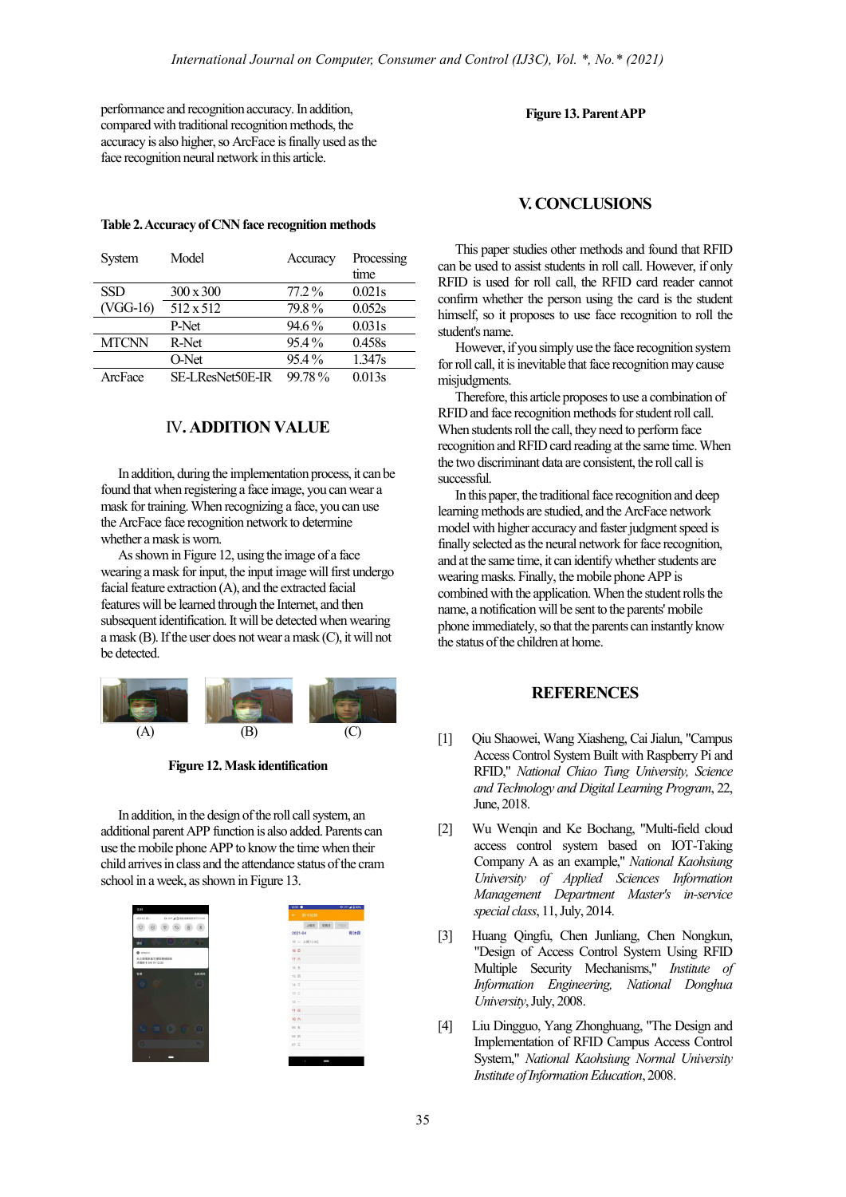performance and recognition accuracy. In addition, compared with traditional recognition methods, the accuracy is also higher, so ArcFace is finally used as the face recognition neural network in this article.

**Table 2. Accuracy of CNN face recognition methods**

| System | Model | Accuracy | Processing time |
|---|---|---|---|
| SSD (VGG-16) | 300 x 300 | 77.2 % | 0.021s |
| | 512 x 512 | 79.8 % | 0.052s |
| MTCNN | P-Net | 94.6 % | 0.031s |
| | R-Net | 95.4 % | 0.458s |
| | O-Net | 95.4 % | 1.347s |
| ArcFace | SE-LResNet50E-IR | 99.78 % | 0.013s |

## Ⅳ. ADDITION VALUE

In addition, during the implementation process, it can be found that when registering a face image, you can wear a mask for training. When recognizing a face, you can use the ArcFace face recognition network to determine whether a mask is worn.

As shown in Figure 12, using the image of a face wearing a mask for input, the input image will first undergo facial feature extraction (A), and the extracted facial features will be learned through the Internet, and then subsequent identification. It will be detected when wearing a mask (B). If the user does not wear a mask (C), it will not be detected.

(A) (B) (C)

**Figure 12. Mask identification**

In addition, in the design of the roll call system, an additional parent APP function is also added. Parents can use the mobile phone APP to know the time when their child arrives in class and the attendance status of the cram school in a week, as shown in Figure 13.

**Figure 13. Parent APP**

## V. CONCLUSIONS

This paper studies other methods and found that RFID can be used to assist students in roll call. However, if only RFID is used for roll call, the RFID card reader cannot confirm whether the person using the card is the student himself, so it proposes to use face recognition to roll the student's name.

However, if you simply use the face recognition system for roll call, it is inevitable that face recognition may cause misjudgments.

Therefore, this article proposes to use a combination of RFID and face recognition methods for student roll call. When students roll the call, they need to perform face recognition and RFID card reading at the same time. When the two discriminant data are consistent, the roll call is successful.

In this paper, the traditional face recognition and deep learning methods are studied, and the ArcFace network model with higher accuracy and faster judgment speed is finally selected as the neural network for face recognition, and at the same time, it can identify whether students are wearing masks. Finally, the mobile phone APP is combined with the application. When the student rolls the name, a notification will be sent to the parents' mobile phone immediately, so that the parents can instantly know the status of the children at home.

## REFERENCES

[1] Qiu Shaowei, Wang Xiasheng, Cai Jialun, "Campus Access Control System Built with Raspberry Pi and RFID," *National Chiao Tung University, Science and Technology and Digital Learning Program*, 22, June, 2018.

[2] Wu Wenqin and Ke Bochang, "Multi-field cloud access control system based on IOT-Taking Company A as an example," *National Kaohsiung University of Applied Sciences Information Management Department Master's in-service special class*, 11, July, 2014.

[3] Huang Qingfu, Chen Junliang, Chen Nongkun, "Design of Access Control System Using RFID Multiple Security Mechanisms," *Institute of Information Engineering, National Donghua University*, July, 2008.

[4] Liu Dingguo, Yang Zhonghuang, "The Design and Implementation of RFID Campus Access Control System," *National Kaohsiung Normal University Institute of Information Education*, 2008.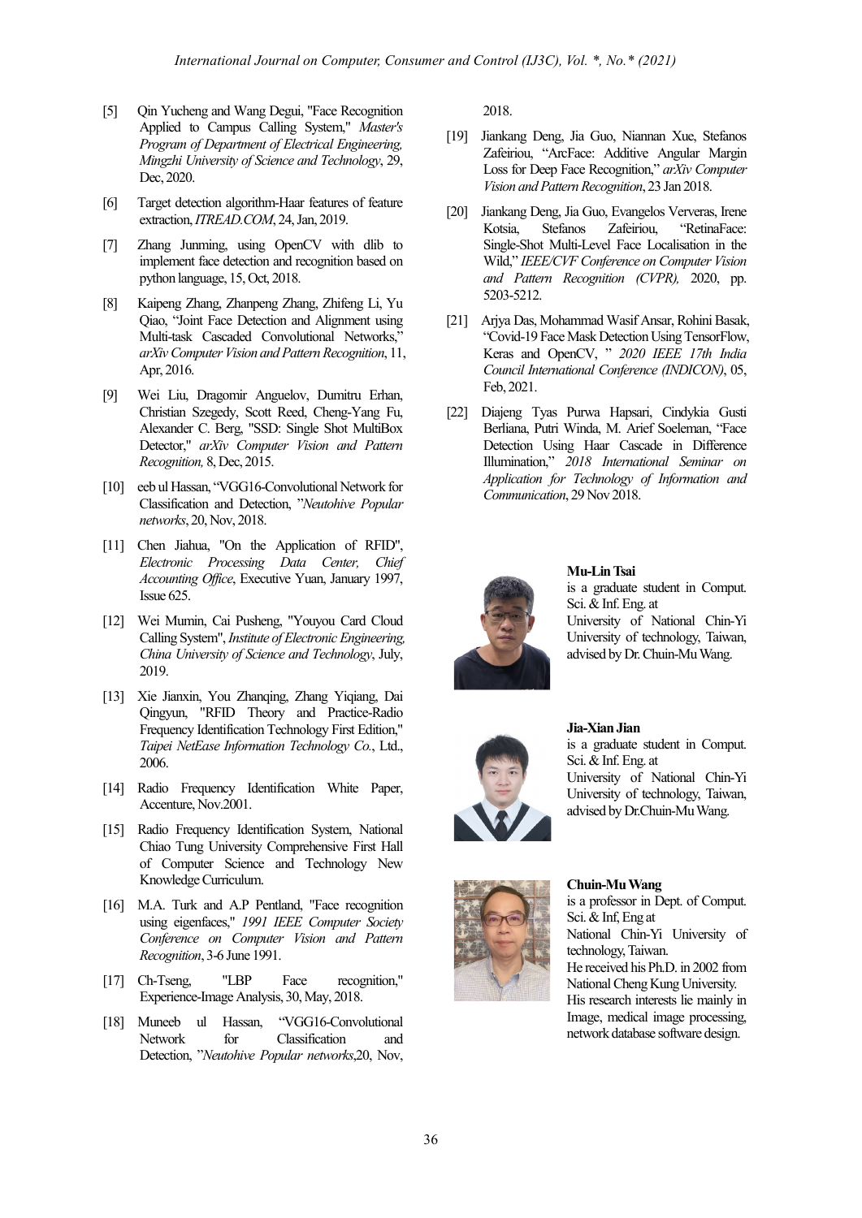[5] Qin Yucheng and Wang Degui, "Face Recognition Applied to Campus Calling System," *Master's Program of Department of Electrical Engineering, Mingzhi University of Science and Technology*, 29, Dec, 2020.

[6] Target detection algorithm-Haar features of feature extraction, *ITREAD.COM*, 24, Jan, 2019.

[7] Zhang Junming, using OpenCV with dlib to implement face detection and recognition based on python language, 15, Oct, 2018.

[8] Kaipeng Zhang, Zhanpeng Zhang, Zhifeng Li, Yu Qiao, "Joint Face Detection and Alignment using Multi-task Cascaded Convolutional Networks," *arXiv Computer Vision and Pattern Recognition*, 11, Apr, 2016.

[9] Wei Liu, Dragomir Anguelov, Dumitru Erhan, Christian Szegedy, Scott Reed, Cheng-Yang Fu, Alexander C. Berg, "SSD: Single Shot MultiBox Detector," *arXiv Computer Vision and Pattern Recognition,* 8, Dec, 2015.

[10] eeb ul Hassan, "VGG16-Convolutional Network for Classification and Detection, "*Neutohive Popular networks*, 20, Nov, 2018.

[11] Chen Jiahua, "On the Application of RFID", *Electronic Processing Data Center, Chief Accounting Office*, Executive Yuan, January 1997, Issue 625.

[12] Wei Mumin, Cai Pusheng, "Youyou Card Cloud Calling System", *Institute of Electronic Engineering, China University of Science and Technology*, July, 2019.

[13] Xie Jianxin, You Zhanqing, Zhang Yiqiang, Dai Qingyun, "RFID Theory and Practice-Radio Frequency Identification Technology First Edition," *Taipei NetEase Information Technology Co.*, Ltd., 2006.

[14] Radio Frequency Identification White Paper, Accenture, Nov.2001.

[15] Radio Frequency Identification System, National Chiao Tung University Comprehensive First Hall of Computer Science and Technology New Knowledge Curriculum.

[16] M.A. Turk and A.P Pentland, "Face recognition using eigenfaces," *1991 IEEE Computer Society Conference on Computer Vision and Pattern Recognition*, 3-6 June 1991.

[17] Ch-Tseng, "LBP Face recognition," Experience-Image Analysis, 30, May, 2018.

[18] Muneeb ul Hassan, "VGG16-Convolutional Network for Classification and Detection, "*Neutohive Popular networks*,20, Nov, 2018.

[19] Jiankang Deng, Jia Guo, Niannan Xue, Stefanos Zafeiriou, "ArcFace: Additive Angular Margin Loss for Deep Face Recognition," *arXiv Computer Vision and Pattern Recognition*, 23 Jan 2018.

[20] Jiankang Deng, Jia Guo, Evangelos Ververas, Irene Kotsia, Stefanos Zafeiriou, "RetinaFace: Single-Shot Multi-Level Face Localisation in the Wild," *IEEE/CVF Conference on Computer Vision and Pattern Recognition (CVPR),* 2020, pp. 5203-5212.

[21] Arjya Das, Mohammad Wasif Ansar, Rohini Basak, "Covid-19 Face Mask Detection Using TensorFlow, Keras and OpenCV, " *2020 IEEE 17th India Council International Conference (INDICON)*, 05, Feb, 2021.

[22] Diajeng Tyas Purwa Hapsari, Cindykia Gusti Berliana, Putri Winda, M. Arief Soeleman, "Face Detection Using Haar Cascade in Difference Illumination," *2018 International Seminar on Application for Technology of Information and Communication*, 29 Nov 2018.

**Mu-Lin Tsai**
is a graduate student in Comput. Sci. & Inf. Eng. at University of National Chin-Yi University of technology, Taiwan, advised by Dr. Chuin-Mu Wang.

**Jia-Xian Jian**
is a graduate student in Comput. Sci. & Inf. Eng. at University of National Chin-Yi University of technology, Taiwan, advised by Dr.Chuin-Mu Wang.

**Chuin-Mu Wang**
is a professor in Dept. of Comput. Sci. & Inf, Eng at National Chin-Yi University of technology, Taiwan. He received his Ph.D. in 2002 from National Cheng Kung University. His research interests lie mainly in Image, medical image processing, network database software design.